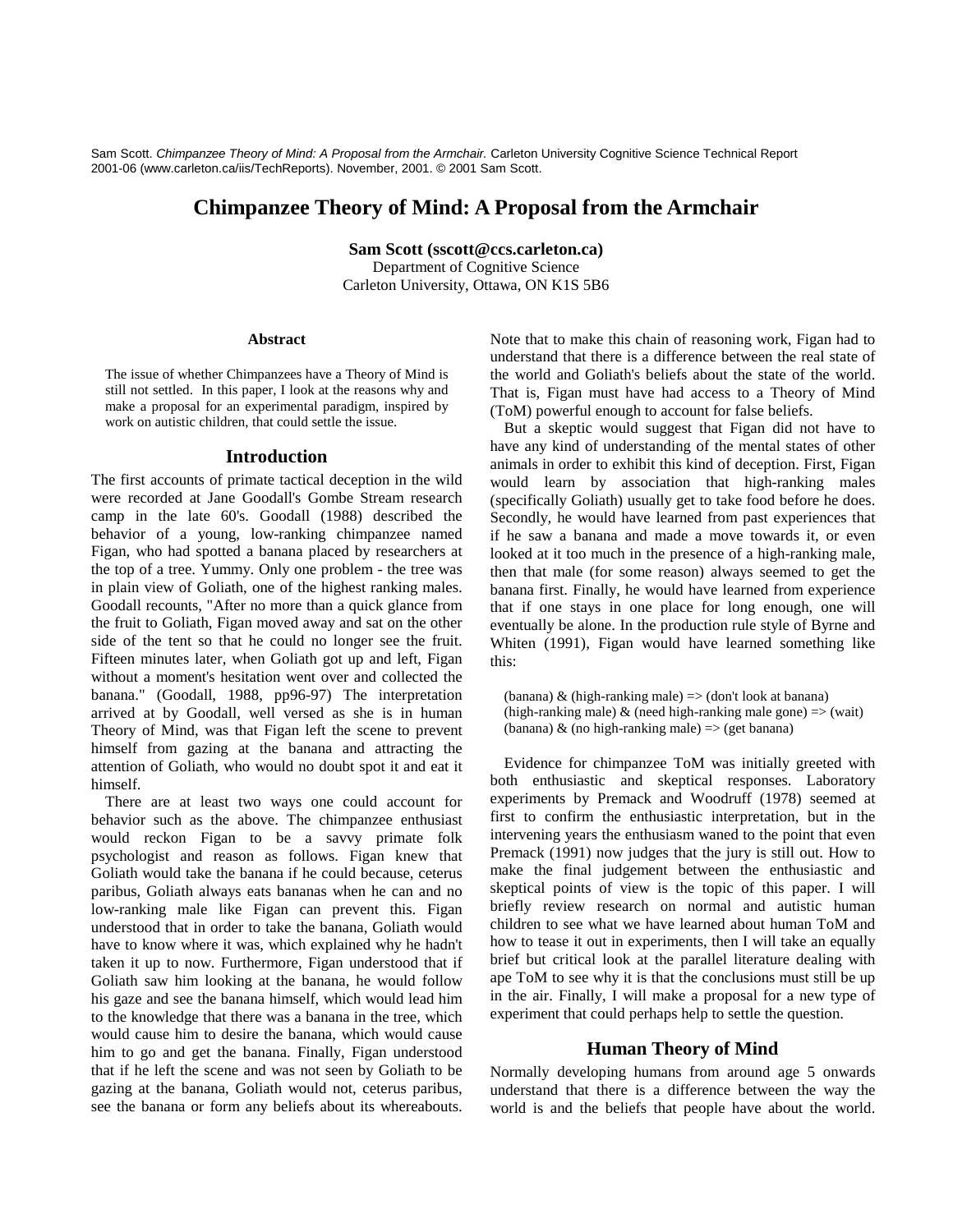Sam Scott. *Chimpanzee Theory of Mind: A Proposal from the Armchair.* Carleton University Cognitive Science Technical Report 2001-06 (www.carleton.ca/iis/TechReports). November, 2001. © 2001 Sam Scott.

# Chimpanzee Theory of Mind: A Proposal from the Armchair

**Sam Scott (sscott@ccs.carleton.ca)**
Department of Cognitive Science
Carleton University, Ottawa, ON K1S 5B6

### Abstract

The issue of whether Chimpanzees have a Theory of Mind is still not settled. In this paper, I look at the reasons why and make a proposal for an experimental paradigm, inspired by work on autistic children, that could settle the issue.

## Introduction

The first accounts of primate tactical deception in the wild were recorded at Jane Goodall's Gombe Stream research camp in the late 60's. Goodall (1988) described the behavior of a young, low-ranking chimpanzee named Figan, who had spotted a banana placed by researchers at the top of a tree. Yummy. Only one problem - the tree was in plain view of Goliath, one of the highest ranking males. Goodall recounts, "After no more than a quick glance from the fruit to Goliath, Figan moved away and sat on the other side of the tent so that he could no longer see the fruit. Fifteen minutes later, when Goliath got up and left, Figan without a moment's hesitation went over and collected the banana." (Goodall, 1988, pp96-97) The interpretation arrived at by Goodall, well versed as she is in human Theory of Mind, was that Figan left the scene to prevent himself from gazing at the banana and attracting the attention of Goliath, who would no doubt spot it and eat it himself.

There are at least two ways one could account for behavior such as the above. The chimpanzee enthusiast would reckon Figan to be a savvy primate folk psychologist and reason as follows. Figan knew that Goliath would take the banana if he could because, ceterus paribus, Goliath always eats bananas when he can and no low-ranking male like Figan can prevent this. Figan understood that in order to take the banana, Goliath would have to know where it was, which explained why he hadn't taken it up to now. Furthermore, Figan understood that if Goliath saw him looking at the banana, he would follow his gaze and see the banana himself, which would lead him to the knowledge that there was a banana in the tree, which would cause him to desire the banana, which would cause him to go and get the banana. Finally, Figan understood that if he left the scene and was not seen by Goliath to be gazing at the banana, Goliath would not, ceterus paribus, see the banana or form any beliefs about its whereabouts. Note that to make this chain of reasoning work, Figan had to understand that there is a difference between the real state of the world and Goliath's beliefs about the state of the world. That is, Figan must have had access to a Theory of Mind (ToM) powerful enough to account for false beliefs.

But a skeptic would suggest that Figan did not have to have any kind of understanding of the mental states of other animals in order to exhibit this kind of deception. First, Figan would learn by association that high-ranking males (specifically Goliath) usually get to take food before he does. Secondly, he would have learned from past experiences that if he saw a banana and made a move towards it, or even looked at it too much in the presence of a high-ranking male, then that male (for some reason) always seemed to get the banana first. Finally, he would have learned from experience that if one stays in one place for long enough, one will eventually be alone. In the production rule style of Byrne and Whiten (1991), Figan would have learned something like this:

(banana) & (high-ranking male) => (don't look at banana)
(high-ranking male) & (need high-ranking male gone) => (wait)
(banana) & (no high-ranking male) => (get banana)

Evidence for chimpanzee ToM was initially greeted with both enthusiastic and skeptical responses. Laboratory experiments by Premack and Woodruff (1978) seemed at first to confirm the enthusiastic interpretation, but in the intervening years the enthusiasm waned to the point that even Premack (1991) now judges that the jury is still out. How to make the final judgement between the enthusiastic and skeptical points of view is the topic of this paper. I will briefly review research on normal and autistic human children to see what we have learned about human ToM and how to tease it out in experiments, then I will take an equally brief but critical look at the parallel literature dealing with ape ToM to see why it is that the conclusions must still be up in the air. Finally, I will make a proposal for a new type of experiment that could perhaps help to settle the question.

## Human Theory of Mind

Normally developing humans from around age 5 onwards understand that there is a difference between the way the world is and the beliefs that people have about the world.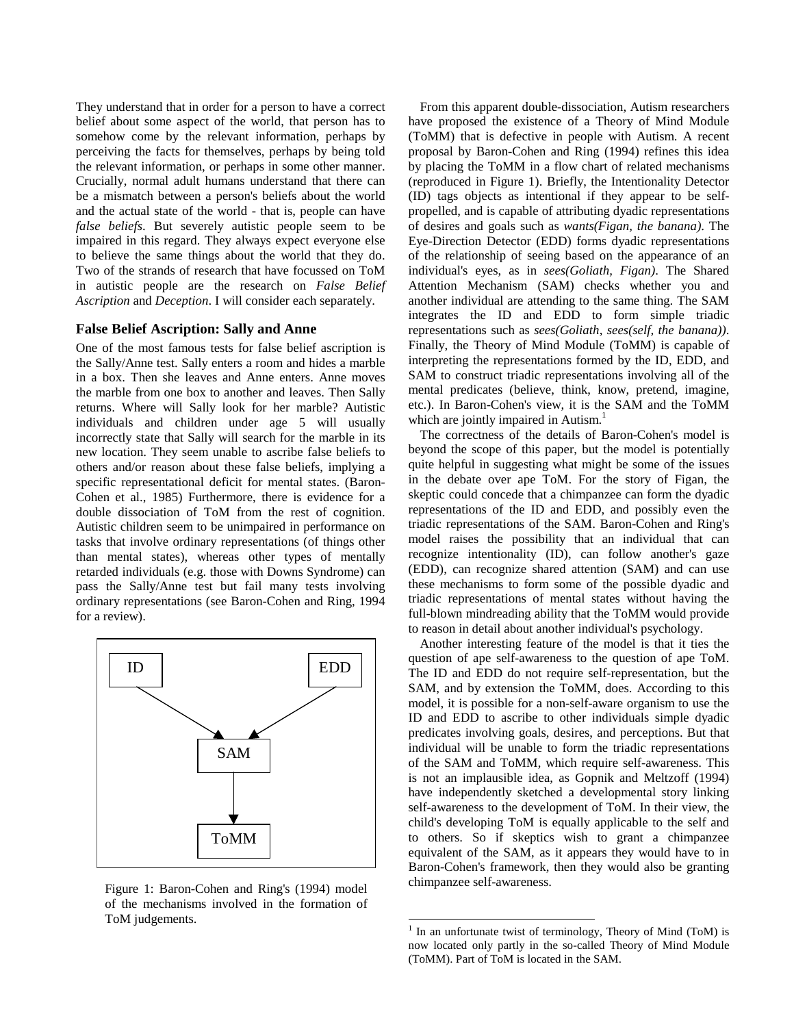They understand that in order for a person to have a correct belief about some aspect of the world, that person has to somehow come by the relevant information, perhaps by perceiving the facts for themselves, perhaps by being told the relevant information, or perhaps in some other manner. Crucially, normal adult humans understand that there can be a mismatch between a person's beliefs about the world and the actual state of the world - that is, people can have *false beliefs*. But severely autistic people seem to be impaired in this regard. They always expect everyone else to believe the same things about the world that they do. Two of the strands of research that have focussed on ToM in autistic people are the research on *False Belief Ascription* and *Deception*. I will consider each separately.

### False Belief Ascription: Sally and Anne

One of the most famous tests for false belief ascription is the Sally/Anne test. Sally enters a room and hides a marble in a box. Then she leaves and Anne enters. Anne moves the marble from one box to another and leaves. Then Sally returns. Where will Sally look for her marble? Autistic individuals and children under age 5 will usually incorrectly state that Sally will search for the marble in its new location. They seem unable to ascribe false beliefs to others and/or reason about these false beliefs, implying a specific representational deficit for mental states. (Baron-Cohen et al., 1985) Furthermore, there is evidence for a double dissociation of ToM from the rest of cognition. Autistic children seem to be unimpaired in performance on tasks that involve ordinary representations (of things other than mental states), whereas other types of mentally retarded individuals (e.g. those with Downs Syndrome) can pass the Sally/Anne test but fail many tests involving ordinary representations (see Baron-Cohen and Ring, 1994 for a review).

```
ID            EDD
   \         /
    v       v
      SAM
       |
       v
      ToMM
```

Figure 1: Baron-Cohen and Ring's (1994) model of the mechanisms involved in the formation of ToM judgements.

From this apparent double-dissociation, Autism researchers have proposed the existence of a Theory of Mind Module (ToMM) that is defective in people with Autism. A recent proposal by Baron-Cohen and Ring (1994) refines this idea by placing the ToMM in a flow chart of related mechanisms (reproduced in Figure 1). Briefly, the Intentionality Detector (ID) tags objects as intentional if they appear to be self-propelled, and is capable of attributing dyadic representations of desires and goals such as *wants(Figan, the banana)*. The Eye-Direction Detector (EDD) forms dyadic representations of the relationship of seeing based on the appearance of an individual's eyes, as in *sees(Goliath, Figan)*. The Shared Attention Mechanism (SAM) checks whether you and another individual are attending to the same thing. The SAM integrates the ID and EDD to form simple triadic representations such as *sees(Goliath, sees(self, the banana))*. Finally, the Theory of Mind Module (ToMM) is capable of interpreting the representations formed by the ID, EDD, and SAM to construct triadic representations involving all of the mental predicates (believe, think, know, pretend, imagine, etc.). In Baron-Cohen's view, it is the SAM and the ToMM which are jointly impaired in Autism.[1]

The correctness of the details of Baron-Cohen's model is beyond the scope of this paper, but the model is potentially quite helpful in suggesting what might be some of the issues in the debate over ape ToM. For the story of Figan, the skeptic could concede that a chimpanzee can form the dyadic representations of the ID and EDD, and possibly even the triadic representations of the SAM. Baron-Cohen and Ring's model raises the possibility that an individual that can recognize intentionality (ID), can follow another's gaze (EDD), can recognize shared attention (SAM) and can use these mechanisms to form some of the possible dyadic and triadic representations of mental states without having the full-blown mindreading ability that the ToMM would provide to reason in detail about another individual's psychology.

Another interesting feature of the model is that it ties the question of ape self-awareness to the question of ape ToM. The ID and EDD do not require self-representation, but the SAM, and by extension the ToMM, does. According to this model, it is possible for a non-self-aware organism to use the ID and EDD to ascribe to other individuals simple dyadic predicates involving goals, desires, and perceptions. But that individual will be unable to form the triadic representations of the SAM and ToMM, which require self-awareness. This is not an implausible idea, as Gopnik and Meltzoff (1994) have independently sketched a developmental story linking self-awareness to the development of ToM. In their view, the child's developing ToM is equally applicable to the self and to others. So if skeptics wish to grant a chimpanzee equivalent of the SAM, as it appears they would have to in Baron-Cohen's framework, then they would also be granting chimpanzee self-awareness.

[1] In an unfortunate twist of terminology, Theory of Mind (ToM) is now located only partly in the so-called Theory of Mind Module (ToMM). Part of ToM is located in the SAM.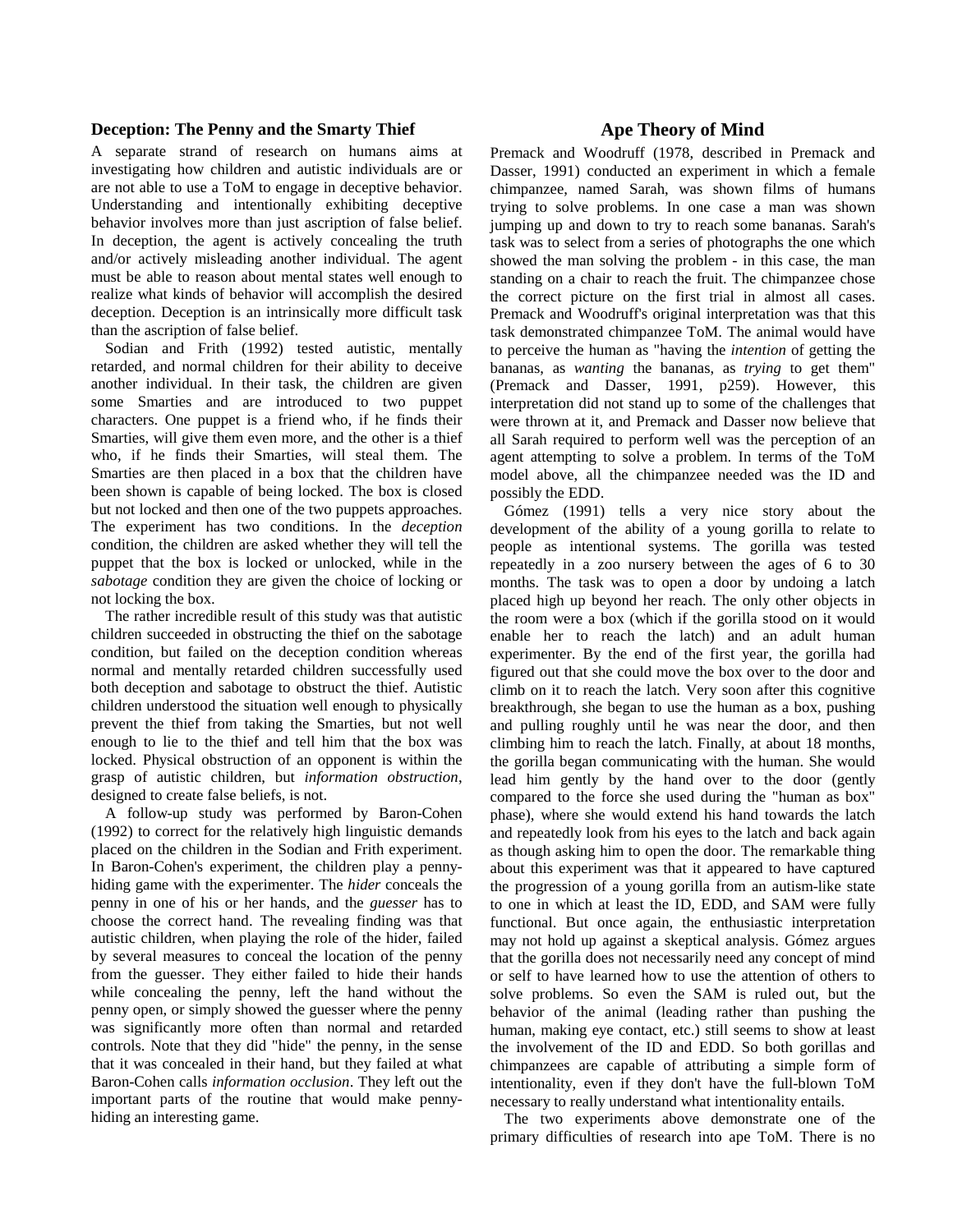### Deception: The Penny and the Smarty Thief

A separate strand of research on humans aims at investigating how children and autistic individuals are or are not able to use a ToM to engage in deceptive behavior. Understanding and intentionally exhibiting deceptive behavior involves more than just ascription of false belief. In deception, the agent is actively concealing the truth and/or actively misleading another individual. The agent must be able to reason about mental states well enough to realize what kinds of behavior will accomplish the desired deception. Deception is an intrinsically more difficult task than the ascription of false belief.

Sodian and Frith (1992) tested autistic, mentally retarded, and normal children for their ability to deceive another individual. In their task, the children are given some Smarties and are introduced to two puppet characters. One puppet is a friend who, if he finds their Smarties, will give them even more, and the other is a thief who, if he finds their Smarties, will steal them. The Smarties are then placed in a box that the children have been shown is capable of being locked. The box is closed but not locked and then one of the two puppets approaches. The experiment has two conditions. In the *deception* condition, the children are asked whether they will tell the puppet that the box is locked or unlocked, while in the *sabotage* condition they are given the choice of locking or not locking the box.

The rather incredible result of this study was that autistic children succeeded in obstructing the thief on the sabotage condition, but failed on the deception condition whereas normal and mentally retarded children successfully used both deception and sabotage to obstruct the thief. Autistic children understood the situation well enough to physically prevent the thief from taking the Smarties, but not well enough to lie to the thief and tell him that the box was locked. Physical obstruction of an opponent is within the grasp of autistic children, but *information obstruction*, designed to create false beliefs, is not.

A follow-up study was performed by Baron-Cohen (1992) to correct for the relatively high linguistic demands placed on the children in the Sodian and Frith experiment. In Baron-Cohen's experiment, the children play a penny-hiding game with the experimenter. The *hider* conceals the penny in one of his or her hands, and the *guesser* has to choose the correct hand. The revealing finding was that autistic children, when playing the role of the hider, failed by several measures to conceal the location of the penny from the guesser. They either failed to hide their hands while concealing the penny, left the hand without the penny open, or simply showed the guesser where the penny was significantly more often than normal and retarded controls. Note that they did "hide" the penny, in the sense that it was concealed in their hand, but they failed at what Baron-Cohen calls *information occlusion*. They left out the important parts of the routine that would make penny-hiding an interesting game.

## Ape Theory of Mind

Premack and Woodruff (1978, described in Premack and Dasser, 1991) conducted an experiment in which a female chimpanzee, named Sarah, was shown films of humans trying to solve problems. In one case a man was shown jumping up and down to try to reach some bananas. Sarah's task was to select from a series of photographs the one which showed the man solving the problem - in this case, the man standing on a chair to reach the fruit. The chimpanzee chose the correct picture on the first trial in almost all cases. Premack and Woodruff's original interpretation was that this task demonstrated chimpanzee ToM. The animal would have to perceive the human as "having the *intention* of getting the bananas, as *wanting* the bananas, as *trying* to get them" (Premack and Dasser, 1991, p259). However, this interpretation did not stand up to some of the challenges that were thrown at it, and Premack and Dasser now believe that all Sarah required to perform well was the perception of an agent attempting to solve a problem. In terms of the ToM model above, all the chimpanzee needed was the ID and possibly the EDD.

Gómez (1991) tells a very nice story about the development of the ability of a young gorilla to relate to people as intentional systems. The gorilla was tested repeatedly in a zoo nursery between the ages of 6 to 30 months. The task was to open a door by undoing a latch placed high up beyond her reach. The only other objects in the room were a box (which if the gorilla stood on it would enable her to reach the latch) and an adult human experimenter. By the end of the first year, the gorilla had figured out that she could move the box over to the door and climb on it to reach the latch. Very soon after this cognitive breakthrough, she began to use the human as a box, pushing and pulling roughly until he was near the door, and then climbing him to reach the latch. Finally, at about 18 months, the gorilla began communicating with the human. She would lead him gently by the hand over to the door (gently compared to the force she used during the "human as box" phase), where she would extend his hand towards the latch and repeatedly look from his eyes to the latch and back again as though asking him to open the door. The remarkable thing about this experiment was that it appeared to have captured the progression of a young gorilla from an autism-like state to one in which at least the ID, EDD, and SAM were fully functional. But once again, the enthusiastic interpretation may not hold up against a skeptical analysis. Gómez argues that the gorilla does not necessarily need any concept of mind or self to have learned how to use the attention of others to solve problems. So even the SAM is ruled out, but the behavior of the animal (leading rather than pushing the human, making eye contact, etc.) still seems to show at least the involvement of the ID and EDD. So both gorillas and chimpanzees are capable of attributing a simple form of intentionality, even if they don't have the full-blown ToM necessary to really understand what intentionality entails.

The two experiments above demonstrate one of the primary difficulties of research into ape ToM. There is no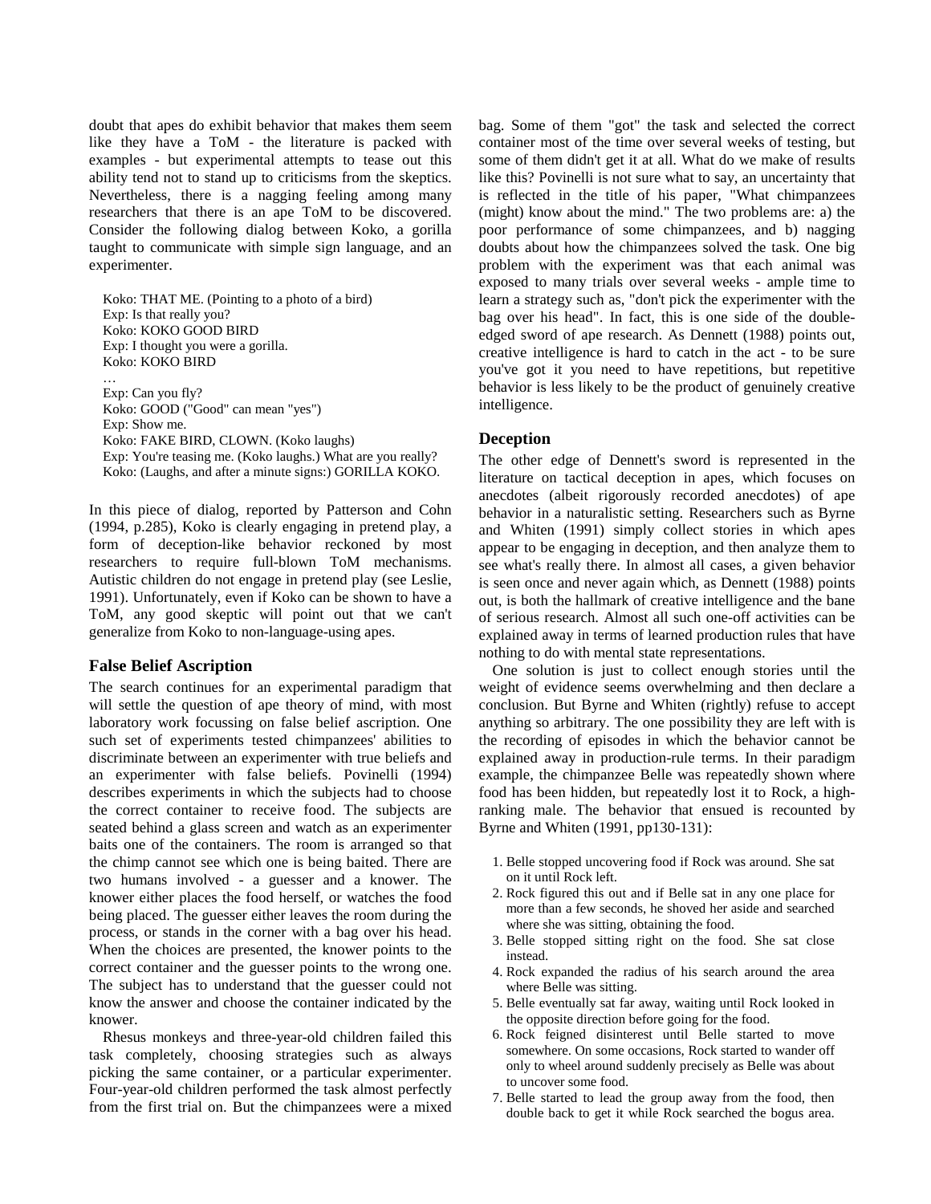doubt that apes do exhibit behavior that makes them seem like they have a ToM - the literature is packed with examples - but experimental attempts to tease out this ability tend not to stand up to criticisms from the skeptics. Nevertheless, there is a nagging feeling among many researchers that there is an ape ToM to be discovered. Consider the following dialog between Koko, a gorilla taught to communicate with simple sign language, and an experimenter.

> Koko: THAT ME. (Pointing to a photo of a bird)
> Exp: Is that really you?
> Koko: KOKO GOOD BIRD
> Exp: I thought you were a gorilla.
> Koko: KOKO BIRD
> …
> Exp: Can you fly?
> Koko: GOOD ("Good" can mean "yes")
> Exp: Show me.
> Koko: FAKE BIRD, CLOWN. (Koko laughs)
> Exp: You're teasing me. (Koko laughs.) What are you really?
> Koko: (Laughs, and after a minute signs:) GORILLA KOKO.

In this piece of dialog, reported by Patterson and Cohn (1994, p.285), Koko is clearly engaging in pretend play, a form of deception-like behavior reckoned by most researchers to require full-blown ToM mechanisms. Autistic children do not engage in pretend play (see Leslie, 1991). Unfortunately, even if Koko can be shown to have a ToM, any good skeptic will point out that we can't generalize from Koko to non-language-using apes.

### False Belief Ascription

The search continues for an experimental paradigm that will settle the question of ape theory of mind, with most laboratory work focussing on false belief ascription. One such set of experiments tested chimpanzees' abilities to discriminate between an experimenter with true beliefs and an experimenter with false beliefs. Povinelli (1994) describes experiments in which the subjects had to choose the correct container to receive food. The subjects are seated behind a glass screen and watch as an experimenter baits one of the containers. The room is arranged so that the chimp cannot see which one is being baited. There are two humans involved - a guesser and a knower. The knower either places the food herself, or watches the food being placed. The guesser either leaves the room during the process, or stands in the corner with a bag over his head. When the choices are presented, the knower points to the correct container and the guesser points to the wrong one. The subject has to understand that the guesser could not know the answer and choose the container indicated by the knower.

Rhesus monkeys and three-year-old children failed this task completely, choosing strategies such as always picking the same container, or a particular experimenter. Four-year-old children performed the task almost perfectly from the first trial on. But the chimpanzees were a mixed bag. Some of them "got" the task and selected the correct container most of the time over several weeks of testing, but some of them didn't get it at all. What do we make of results like this? Povinelli is not sure what to say, an uncertainty that is reflected in the title of his paper, "What chimpanzees (might) know about the mind." The two problems are: a) the poor performance of some chimpanzees, and b) nagging doubts about how the chimpanzees solved the task. One big problem with the experiment was that each animal was exposed to many trials over several weeks - ample time to learn a strategy such as, "don't pick the experimenter with the bag over his head". In fact, this is one side of the double-edged sword of ape research. As Dennett (1988) points out, creative intelligence is hard to catch in the act - to be sure you've got it you need to have repetitions, but repetitive behavior is less likely to be the product of genuinely creative intelligence.

### Deception

The other edge of Dennett's sword is represented in the literature on tactical deception in apes, which focuses on anecdotes (albeit rigorously recorded anecdotes) of ape behavior in a naturalistic setting. Researchers such as Byrne and Whiten (1991) simply collect stories in which apes appear to be engaging in deception, and then analyze them to see what's really there. In almost all cases, a given behavior is seen once and never again which, as Dennett (1988) points out, is both the hallmark of creative intelligence and the bane of serious research. Almost all such one-off activities can be explained away in terms of learned production rules that have nothing to do with mental state representations.

One solution is just to collect enough stories until the weight of evidence seems overwhelming and then declare a conclusion. But Byrne and Whiten (rightly) refuse to accept anything so arbitrary. The one possibility they are left with is the recording of episodes in which the behavior cannot be explained away in production-rule terms. In their paradigm example, the chimpanzee Belle was repeatedly shown where food has been hidden, but repeatedly lost it to Rock, a high-ranking male. The behavior that ensued is recounted by Byrne and Whiten (1991, pp130-131):

1. Belle stopped uncovering food if Rock was around. She sat on it until Rock left.
2. Rock figured this out and if Belle sat in any one place for more than a few seconds, he shoved her aside and searched where she was sitting, obtaining the food.
3. Belle stopped sitting right on the food. She sat close instead.
4. Rock expanded the radius of his search around the area where Belle was sitting.
5. Belle eventually sat far away, waiting until Rock looked in the opposite direction before going for the food.
6. Rock feigned disinterest until Belle started to move somewhere. On some occasions, Rock started to wander off only to wheel around suddenly precisely as Belle was about to uncover some food.
7. Belle started to lead the group away from the food, then double back to get it while Rock searched the bogus area.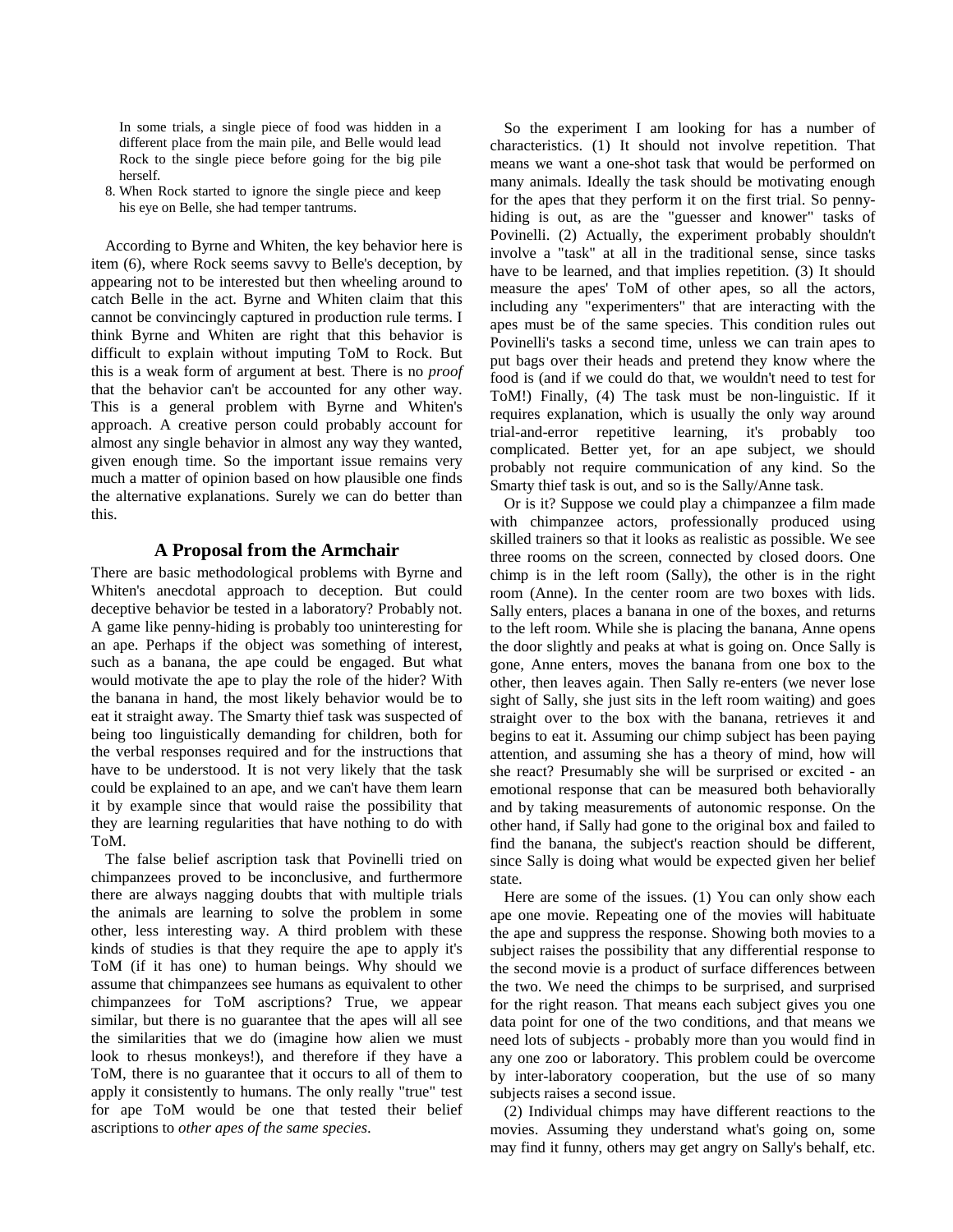In some trials, a single piece of food was hidden in a different place from the main pile, and Belle would lead Rock to the single piece before going for the big pile herself.

8. When Rock started to ignore the single piece and keep his eye on Belle, she had temper tantrums.

According to Byrne and Whiten, the key behavior here is item (6), where Rock seems savvy to Belle's deception, by appearing not to be interested but then wheeling around to catch Belle in the act. Byrne and Whiten claim that this cannot be convincingly captured in production rule terms. I think Byrne and Whiten are right that this behavior is difficult to explain without imputing ToM to Rock. But this is a weak form of argument at best. There is no *proof* that the behavior can't be accounted for any other way. This is a general problem with Byrne and Whiten's approach. A creative person could probably account for almost any single behavior in almost any way they wanted, given enough time. So the important issue remains very much a matter of opinion based on how plausible one finds the alternative explanations. Surely we can do better than this.

## A Proposal from the Armchair

There are basic methodological problems with Byrne and Whiten's anecdotal approach to deception. But could deceptive behavior be tested in a laboratory? Probably not. A game like penny-hiding is probably too uninteresting for an ape. Perhaps if the object was something of interest, such as a banana, the ape could be engaged. But what would motivate the ape to play the role of the hider? With the banana in hand, the most likely behavior would be to eat it straight away. The Smarty thief task was suspected of being too linguistically demanding for children, both for the verbal responses required and for the instructions that have to be understood. It is not very likely that the task could be explained to an ape, and we can't have them learn it by example since that would raise the possibility that they are learning regularities that have nothing to do with ToM.

The false belief ascription task that Povinelli tried on chimpanzees proved to be inconclusive, and furthermore there are always nagging doubts that with multiple trials the animals are learning to solve the problem in some other, less interesting way. A third problem with these kinds of studies is that they require the ape to apply it's ToM (if it has one) to human beings. Why should we assume that chimpanzees see humans as equivalent to other chimpanzees for ToM ascriptions? True, we appear similar, but there is no guarantee that the apes will all see the similarities that we do (imagine how alien we must look to rhesus monkeys!), and therefore if they have a ToM, there is no guarantee that it occurs to all of them to apply it consistently to humans. The only really "true" test for ape ToM would be one that tested their belief ascriptions to *other apes of the same species*.

So the experiment I am looking for has a number of characteristics. (1) It should not involve repetition. That means we want a one-shot task that would be performed on many animals. Ideally the task should be motivating enough for the apes that they perform it on the first trial. So penny-hiding is out, as are the "guesser and knower" tasks of Povinelli. (2) Actually, the experiment probably shouldn't involve a "task" at all in the traditional sense, since tasks have to be learned, and that implies repetition. (3) It should measure the apes' ToM of other apes, so all the actors, including any "experimenters" that are interacting with the apes must be of the same species. This condition rules out Povinelli's tasks a second time, unless we can train apes to put bags over their heads and pretend they know where the food is (and if we could do that, we wouldn't need to test for ToM!) Finally, (4) The task must be non-linguistic. If it requires explanation, which is usually the only way around trial-and-error repetitive learning, it's probably too complicated. Better yet, for an ape subject, we should probably not require communication of any kind. So the Smarty thief task is out, and so is the Sally/Anne task.

Or is it? Suppose we could play a chimpanzee a film made with chimpanzee actors, professionally produced using skilled trainers so that it looks as realistic as possible. We see three rooms on the screen, connected by closed doors. One chimp is in the left room (Sally), the other is in the right room (Anne). In the center room are two boxes with lids. Sally enters, places a banana in one of the boxes, and returns to the left room. While she is placing the banana, Anne opens the door slightly and peaks at what is going on. Once Sally is gone, Anne enters, moves the banana from one box to the other, then leaves again. Then Sally re-enters (we never lose sight of Sally, she just sits in the left room waiting) and goes straight over to the box with the banana, retrieves it and begins to eat it. Assuming our chimp subject has been paying attention, and assuming she has a theory of mind, how will she react? Presumably she will be surprised or excited - an emotional response that can be measured both behaviorally and by taking measurements of autonomic response. On the other hand, if Sally had gone to the original box and failed to find the banana, the subject's reaction should be different, since Sally is doing what would be expected given her belief state.

Here are some of the issues. (1) You can only show each ape one movie. Repeating one of the movies will habituate the ape and suppress the response. Showing both movies to a subject raises the possibility that any differential response to the second movie is a product of surface differences between the two. We need the chimps to be surprised, and surprised for the right reason. That means each subject gives you one data point for one of the two conditions, and that means we need lots of subjects - probably more than you would find in any one zoo or laboratory. This problem could be overcome by inter-laboratory cooperation, but the use of so many subjects raises a second issue.

(2) Individual chimps may have different reactions to the movies. Assuming they understand what's going on, some may find it funny, others may get angry on Sally's behalf, etc.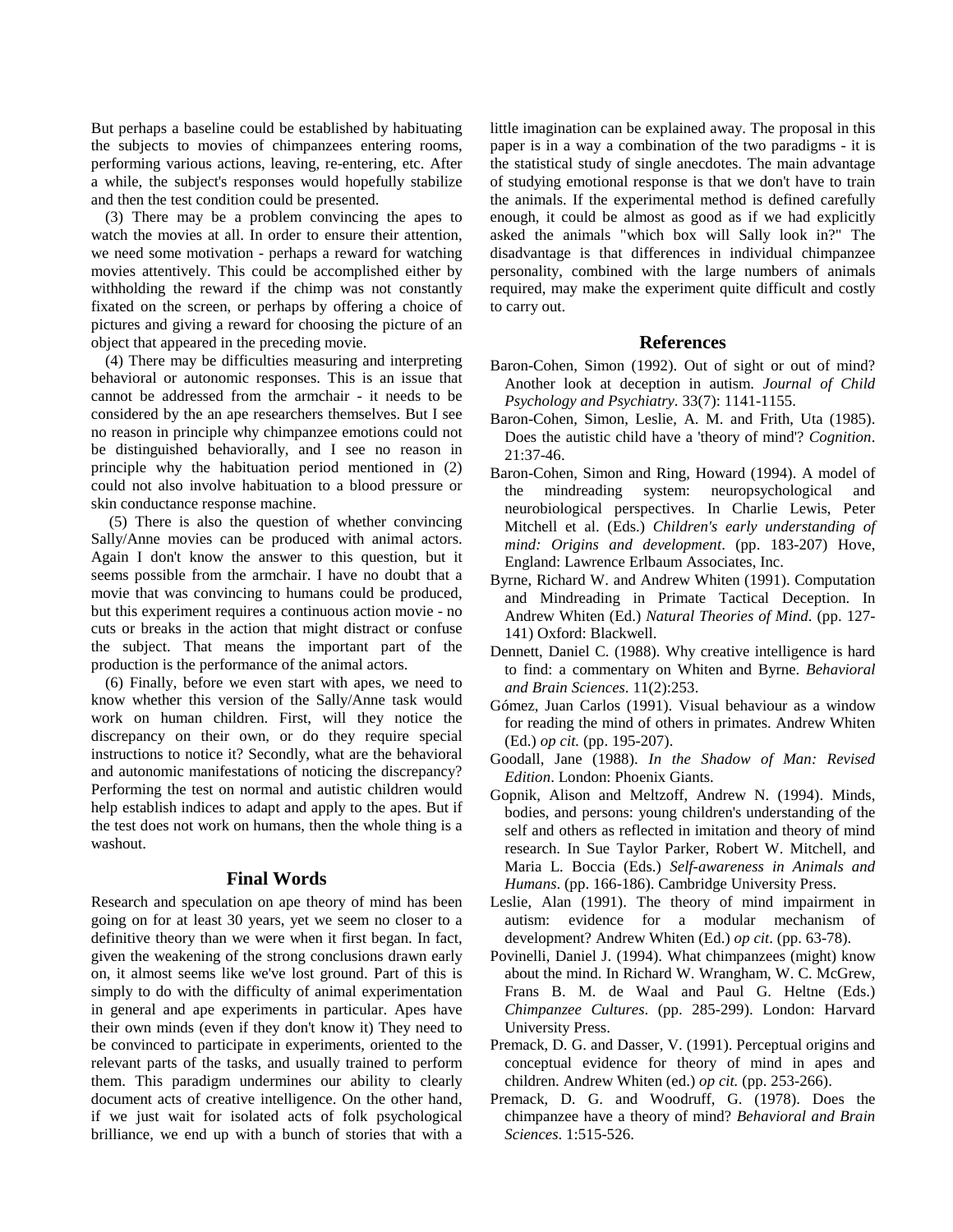But perhaps a baseline could be established by habituating the subjects to movies of chimpanzees entering rooms, performing various actions, leaving, re-entering, etc. After a while, the subject's responses would hopefully stabilize and then the test condition could be presented.

(3) There may be a problem convincing the apes to watch the movies at all. In order to ensure their attention, we need some motivation - perhaps a reward for watching movies attentively. This could be accomplished either by withholding the reward if the chimp was not constantly fixated on the screen, or perhaps by offering a choice of pictures and giving a reward for choosing the picture of an object that appeared in the preceding movie.

(4) There may be difficulties measuring and interpreting behavioral or autonomic responses. This is an issue that cannot be addressed from the armchair - it needs to be considered by the an ape researchers themselves. But I see no reason in principle why chimpanzee emotions could not be distinguished behaviorally, and I see no reason in principle why the habituation period mentioned in (2) could not also involve habituation to a blood pressure or skin conductance response machine.

(5) There is also the question of whether convincing Sally/Anne movies can be produced with animal actors. Again I don't know the answer to this question, but it seems possible from the armchair. I have no doubt that a movie that was convincing to humans could be produced, but this experiment requires a continuous action movie - no cuts or breaks in the action that might distract or confuse the subject. That means the important part of the production is the performance of the animal actors.

(6) Finally, before we even start with apes, we need to know whether this version of the Sally/Anne task would work on human children. First, will they notice the discrepancy on their own, or do they require special instructions to notice it? Secondly, what are the behavioral and autonomic manifestations of noticing the discrepancy? Performing the test on normal and autistic children would help establish indices to adapt and apply to the apes. But if the test does not work on humans, then the whole thing is a washout.

## Final Words

Research and speculation on ape theory of mind has been going on for at least 30 years, yet we seem no closer to a definitive theory than we were when it first began. In fact, given the weakening of the strong conclusions drawn early on, it almost seems like we've lost ground. Part of this is simply to do with the difficulty of animal experimentation in general and ape experiments in particular. Apes have their own minds (even if they don't know it) They need to be convinced to participate in experiments, oriented to the relevant parts of the tasks, and usually trained to perform them. This paradigm undermines our ability to clearly document acts of creative intelligence. On the other hand, if we just wait for isolated acts of folk psychological brilliance, we end up with a bunch of stories that with a little imagination can be explained away. The proposal in this paper is in a way a combination of the two paradigms - it is the statistical study of single anecdotes. The main advantage of studying emotional response is that we don't have to train the animals. If the experimental method is defined carefully enough, it could be almost as good as if we had explicitly asked the animals "which box will Sally look in?" The disadvantage is that differences in individual chimpanzee personality, combined with the large numbers of animals required, may make the experiment quite difficult and costly to carry out.

## References

Baron-Cohen, Simon (1992). Out of sight or out of mind? Another look at deception in autism. *Journal of Child Psychology and Psychiatry*. 33(7): 1141-1155.

Baron-Cohen, Simon, Leslie, A. M. and Frith, Uta (1985). Does the autistic child have a 'theory of mind'? *Cognition*. 21:37-46.

Baron-Cohen, Simon and Ring, Howard (1994). A model of the mindreading system: neuropsychological and neurobiological perspectives. In Charlie Lewis, Peter Mitchell et al. (Eds.) *Children's early understanding of mind: Origins and development*. (pp. 183-207) Hove, England: Lawrence Erlbaum Associates, Inc.

Byrne, Richard W. and Andrew Whiten (1991). Computation and Mindreading in Primate Tactical Deception. In Andrew Whiten (Ed.) *Natural Theories of Mind*. (pp. 127-141) Oxford: Blackwell.

Dennett, Daniel C. (1988). Why creative intelligence is hard to find: a commentary on Whiten and Byrne. *Behavioral and Brain Sciences*. 11(2):253.

Gómez, Juan Carlos (1991). Visual behaviour as a window for reading the mind of others in primates. Andrew Whiten (Ed.) *op cit.* (pp. 195-207).

Goodall, Jane (1988). *In the Shadow of Man: Revised Edition*. London: Phoenix Giants.

Gopnik, Alison and Meltzoff, Andrew N. (1994). Minds, bodies, and persons: young children's understanding of the self and others as reflected in imitation and theory of mind research. In Sue Taylor Parker, Robert W. Mitchell, and Maria L. Boccia (Eds.) *Self-awareness in Animals and Humans*. (pp. 166-186). Cambridge University Press.

Leslie, Alan (1991). The theory of mind impairment in autism: evidence for a modular mechanism of development? Andrew Whiten (Ed.) *op cit*. (pp. 63-78).

Povinelli, Daniel J. (1994). What chimpanzees (might) know about the mind. In Richard W. Wrangham, W. C. McGrew, Frans B. M. de Waal and Paul G. Heltne (Eds.) *Chimpanzee Cultures*. (pp. 285-299). London: Harvard University Press.

Premack, D. G. and Dasser, V. (1991). Perceptual origins and conceptual evidence for theory of mind in apes and children. Andrew Whiten (ed.) *op cit.* (pp. 253-266).

Premack, D. G. and Woodruff, G. (1978). Does the chimpanzee have a theory of mind? *Behavioral and Brain Sciences*. 1:515-526.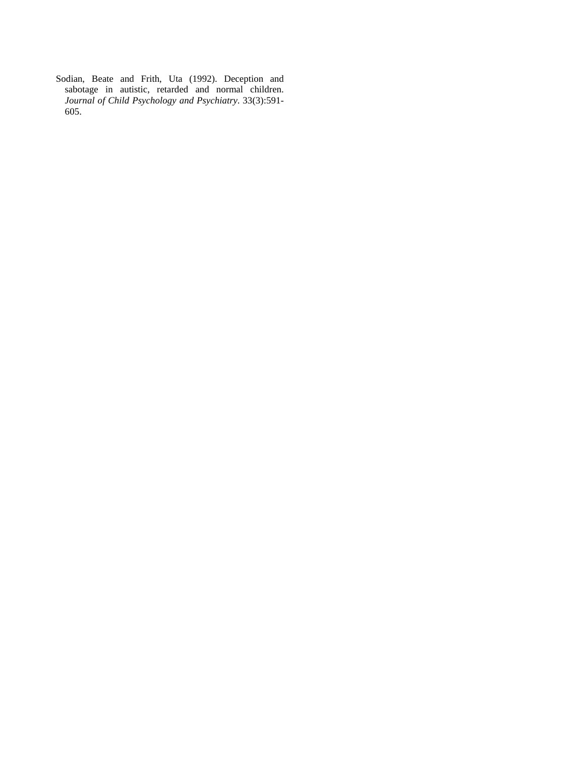Sodian, Beate and Frith, Uta (1992). Deception and sabotage in autistic, retarded and normal children. *Journal of Child Psychology and Psychiatry*. 33(3):591-605.